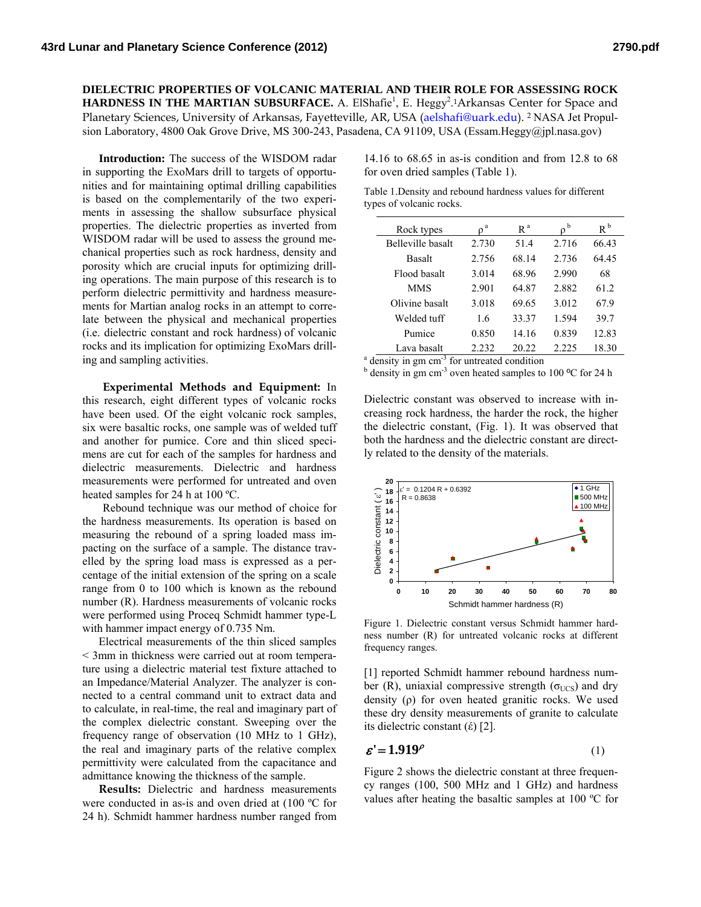**DIELECTRIC PROPERTIES OF VOLCANIC MATERIAL AND THEIR ROLE FOR ASSESSING ROCK HARDNESS IN THE MARTIAN SUBSURFACE.** A. ElShafie[1], E. Heggy[2]. [1]Arkansas Center for Space and Planetary Sciences, University of Arkansas, Fayetteville, AR, USA (aelshafi@uark.edu). [2] NASA Jet Propulsion Laboratory, 4800 Oak Grove Drive, MS 300-243, Pasadena, CA 91109, USA (Essam.Heggy@jpl.nasa.gov)

**Introduction:** The success of the WISDOM radar in supporting the ExoMars drill to targets of opportunities and for maintaining optimal drilling capabilities is based on the complementarily of the two experiments in assessing the shallow subsurface physical properties. The dielectric properties as inverted from WISDOM radar will be used to assess the ground mechanical properties such as rock hardness, density and porosity which are crucial inputs for optimizing drilling operations. The main purpose of this research is to perform dielectric permittivity and hardness measurements for Martian analog rocks in an attempt to correlate between the physical and mechanical properties (i.e. dielectric constant and rock hardness) of volcanic rocks and its implication for optimizing ExoMars drilling and sampling activities.

**Experimental Methods and Equipment:** In this research, eight different types of volcanic rocks have been used. Of the eight volcanic rock samples, six were basaltic rocks, one sample was of welded tuff and another for pumice. Core and thin sliced specimens are cut for each of the samples for hardness and dielectric measurements. Dielectric and hardness measurements were performed for untreated and oven heated samples for 24 h at 100 ºC.

Rebound technique was our method of choice for the hardness measurements. Its operation is based on measuring the rebound of a spring loaded mass impacting on the surface of a sample. The distance travelled by the spring load mass is expressed as a percentage of the initial extension of the spring on a scale range from 0 to 100 which is known as the rebound number (R). Hardness measurements of volcanic rocks were performed using Proceq Schmidt hammer type-L with hammer impact energy of 0.735 Nm.

Electrical measurements of the thin sliced samples < 3mm in thickness were carried out at room temperature using a dielectric material test fixture attached to an Impedance/Material Analyzer. The analyzer is connected to a central command unit to extract data and to calculate, in real-time, the real and imaginary part of the complex dielectric constant. Sweeping over the frequency range of observation (10 MHz to 1 GHz), the real and imaginary parts of the relative complex permittivity were calculated from the capacitance and admittance knowing the thickness of the sample.

**Results:** Dielectric and hardness measurements were conducted in as-is and oven dried at (100 ºC for 24 h). Schmidt hammer hardness number ranged from 14.16 to 68.65 in as-is condition and from 12.8 to 68 for oven dried samples (Table 1).

Table 1.Density and rebound hardness values for different types of volcanic rocks.

| Rock types | $\rho^a$ | $R^a$ | $\rho^b$ | $R^b$ |
|---|---|---|---|---|
| Belleville basalt | 2.730 | 51.4 | 2.716 | 66.43 |
| Basalt | 2.756 | 68.14 | 2.736 | 64.45 |
| Flood basalt | 3.014 | 68.96 | 2.990 | 68 |
| MMS | 2.901 | 64.87 | 2.882 | 61.2 |
| Olivine basalt | 3.018 | 69.65 | 3.012 | 67.9 |
| Welded tuff | 1.6 | 33.37 | 1.594 | 39.7 |
| Pumice | 0.850 | 14.16 | 0.839 | 12.83 |
| Lava basalt | 2.232 | 20.22 | 2.225 | 18.30 |

[a] density in gm cm$^{-3}$ for untreated condition

[b] density in gm cm$^{-3}$ oven heated samples to 100 ºC for 24 h

Dielectric constant was observed to increase with increasing rock hardness, the harder the rock, the higher the dielectric constant, (Fig. 1). It was observed that both the hardness and the dielectric constant are directly related to the density of the materials.

Figure 1. Dielectric constant versus Schmidt hammer hardness number (R) for untreated volcanic rocks at different frequency ranges.

[1] reported Schmidt hammer rebound hardness number (R), uniaxial compressive strength ($\sigma_{UCS}$) and dry density ($\rho$) for oven heated granitic rocks. We used these dry density measurements of granite to calculate its dielectric constant ($\acute{\varepsilon}$) [2].

$$\varepsilon' = 1.919^{\rho} \quad (1)$$

Figure 2 shows the dielectric constant at three frequency ranges (100, 500 MHz and 1 GHz) and hardness values after heating the basaltic samples at 100 ºC for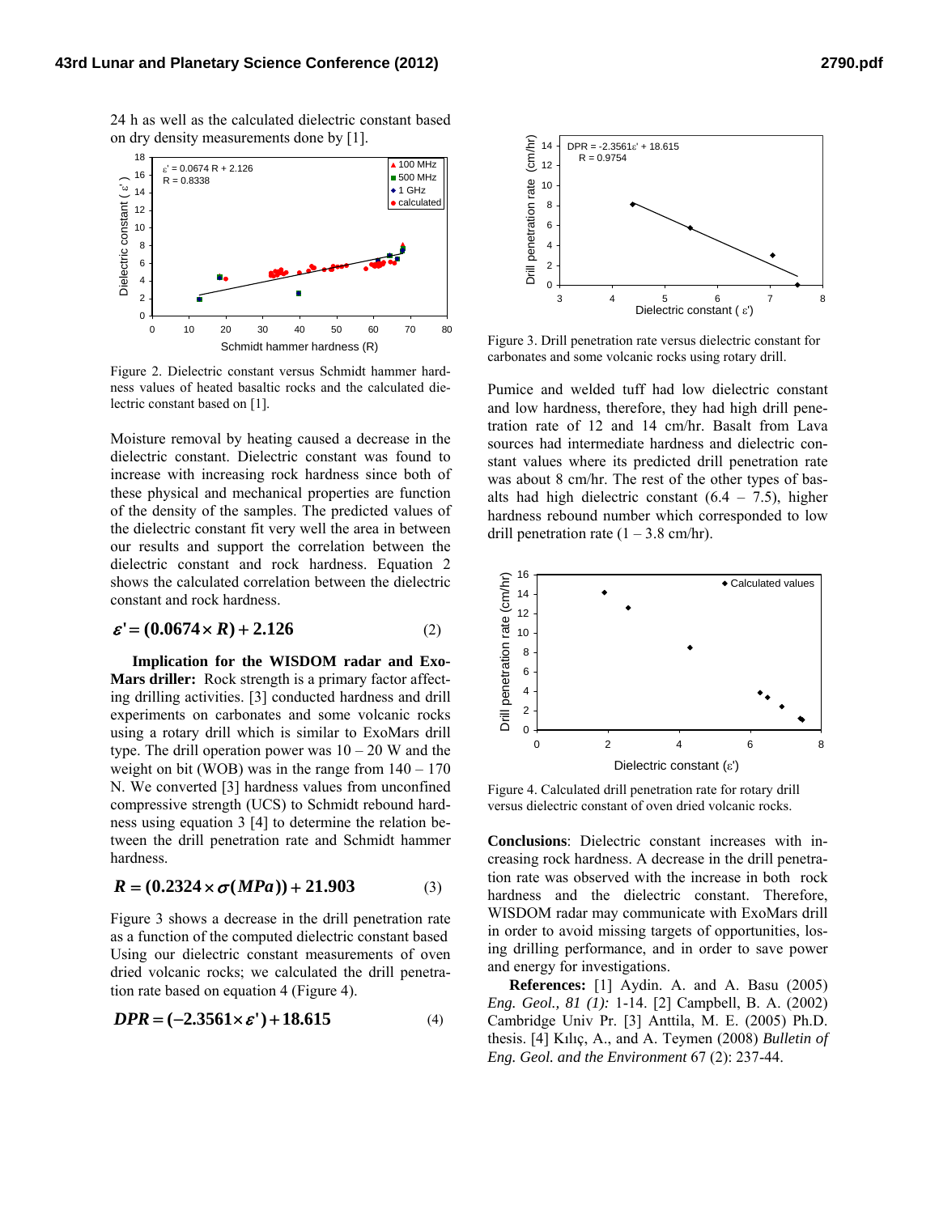24 h as well as the calculated dielectric constant based on dry density measurements done by [1].

Dielectric constant ( ε' )

ε' = 0.0674 R + 2.126
R = 0.8338

100 MHz
500 MHz
1 GHz
calculated

Schmidt hammer hardness (R)

Figure 2. Dielectric constant versus Schmidt hammer hardness values of heated basaltic rocks and the calculated dielectric constant based on [1].

Moisture removal by heating caused a decrease in the dielectric constant. Dielectric constant was found to increase with increasing rock hardness since both of these physical and mechanical properties are function of the density of the samples. The predicted values of the dielectric constant fit very well the area in between our results and support the correlation between the dielectric constant and rock hardness. Equation 2 shows the calculated correlation between the dielectric constant and rock hardness.

$$\varepsilon' = (0.0674 \times R) + 2.126 \quad (2)$$

**Implication for the WISDOM radar and ExoMars driller:** Rock strength is a primary factor affecting drilling activities. [3] conducted hardness and drill experiments on carbonates and some volcanic rocks using a rotary drill which is similar to ExoMars drill type. The drill operation power was 10 – 20 W and the weight on bit (WOB) was in the range from 140 – 170 N. We converted [3] hardness values from unconfined compressive strength (UCS) to Schmidt rebound hardness using equation 3 [4] to determine the relation between the drill penetration rate and Schmidt hammer hardness.

$$R = (0.2324 \times \sigma(MPa)) + 21.903 \quad (3)$$

Figure 3 shows a decrease in the drill penetration rate as a function of the computed dielectric constant based Using our dielectric constant measurements of oven dried volcanic rocks; we calculated the drill penetration rate based on equation 4 (Figure 4).

$$DPR = (-2.3561 \times \varepsilon') + 18.615 \quad (4)$$

Drill penetration rate (cm/hr)

DPR = -2.3561ε' + 18.615
R = 0.9754

Dielectric constant ( ε')

Figure 3. Drill penetration rate versus dielectric constant for carbonates and some volcanic rocks using rotary drill.

Pumice and welded tuff had low dielectric constant and low hardness, therefore, they had high drill penetration rate of 12 and 14 cm/hr. Basalt from Lava sources had intermediate hardness and dielectric constant values where its predicted drill penetration rate was about 8 cm/hr. The rest of the other types of basalts had high dielectric constant (6.4 – 7.5), higher hardness rebound number which corresponded to low drill penetration rate (1 – 3.8 cm/hr).

Drill penetration rate (cm/hr)

Calculated values

Dielectric constant (ε')

Figure 4. Calculated drill penetration rate for rotary drill versus dielectric constant of oven dried volcanic rocks.

**Conclusions**: Dielectric constant increases with increasing rock hardness. A decrease in the drill penetration rate was observed with the increase in both rock hardness and the dielectric constant. Therefore, WISDOM radar may communicate with ExoMars drill in order to avoid missing targets of opportunities, losing drilling performance, and in order to save power and energy for investigations.

**References:** [1] Aydin. A. and A. Basu (2005) *Eng. Geol., 81 (1):* 1-14. [2] Campbell, B. A. (2002) Cambridge Univ Pr. [3] Anttila, M. E. (2005) Ph.D. thesis. [4] Kılıç, A., and A. Teymen (2008) *Bulletin of Eng. Geol. and the Environment* 67 (2): 237-44.